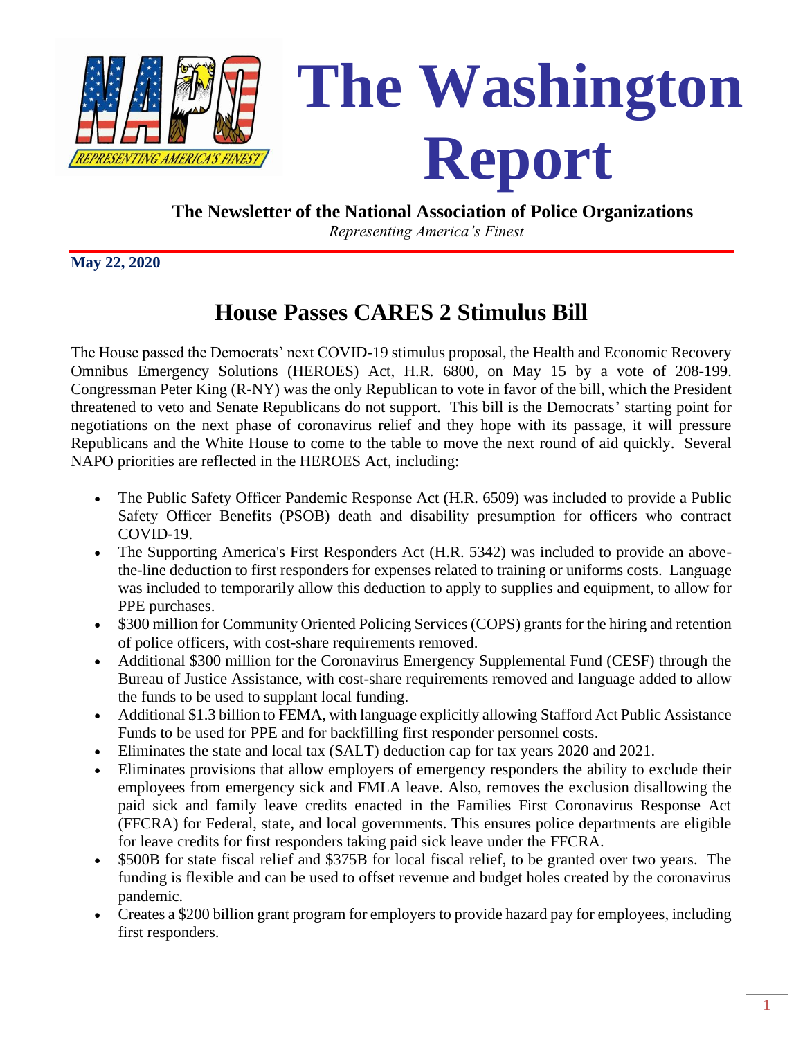# The Washington Report

**The Newsletter of the National Association of Police Organizations**

*Representing America's Finest*

**May 22, 2020**

## House Passes CARES 2 Stimulus Bill

The House passed the Democrats' next COVID-19 stimulus proposal, the Health and Economic Recovery Omnibus Emergency Solutions (HEROES) Act, H.R. 6800, on May 15 by a vote of 208-199. Congressman Peter King (R-NY) was the only Republican to vote in favor of the bill, which the President threatened to veto and Senate Republicans do not support. This bill is the Democrats' starting point for negotiations on the next phase of coronavirus relief and they hope with its passage, it will pressure Republicans and the White House to come to the table to move the next round of aid quickly. Several NAPO priorities are reflected in the HEROES Act, including:

- The Public Safety Officer Pandemic Response Act (H.R. 6509) was included to provide a Public Safety Officer Benefits (PSOB) death and disability presumption for officers who contract COVID-19.
- The Supporting America's First Responders Act (H.R. 5342) was included to provide an above-the-line deduction to first responders for expenses related to training or uniforms costs. Language was included to temporarily allow this deduction to apply to supplies and equipment, to allow for PPE purchases.
- $300 million for Community Oriented Policing Services (COPS) grants for the hiring and retention of police officers, with cost-share requirements removed.
- Additional $300 million for the Coronavirus Emergency Supplemental Fund (CESF) through the Bureau of Justice Assistance, with cost-share requirements removed and language added to allow the funds to be used to supplant local funding.
- Additional $1.3 billion to FEMA, with language explicitly allowing Stafford Act Public Assistance Funds to be used for PPE and for backfilling first responder personnel costs.
- Eliminates the state and local tax (SALT) deduction cap for tax years 2020 and 2021.
- Eliminates provisions that allow employers of emergency responders the ability to exclude their employees from emergency sick and FMLA leave. Also, removes the exclusion disallowing the paid sick and family leave credits enacted in the Families First Coronavirus Response Act (FFCRA) for Federal, state, and local governments. This ensures police departments are eligible for leave credits for first responders taking paid sick leave under the FFCRA.
- $500B for state fiscal relief and $375B for local fiscal relief, to be granted over two years. The funding is flexible and can be used to offset revenue and budget holes created by the coronavirus pandemic.
- Creates a $200 billion grant program for employers to provide hazard pay for employees, including first responders.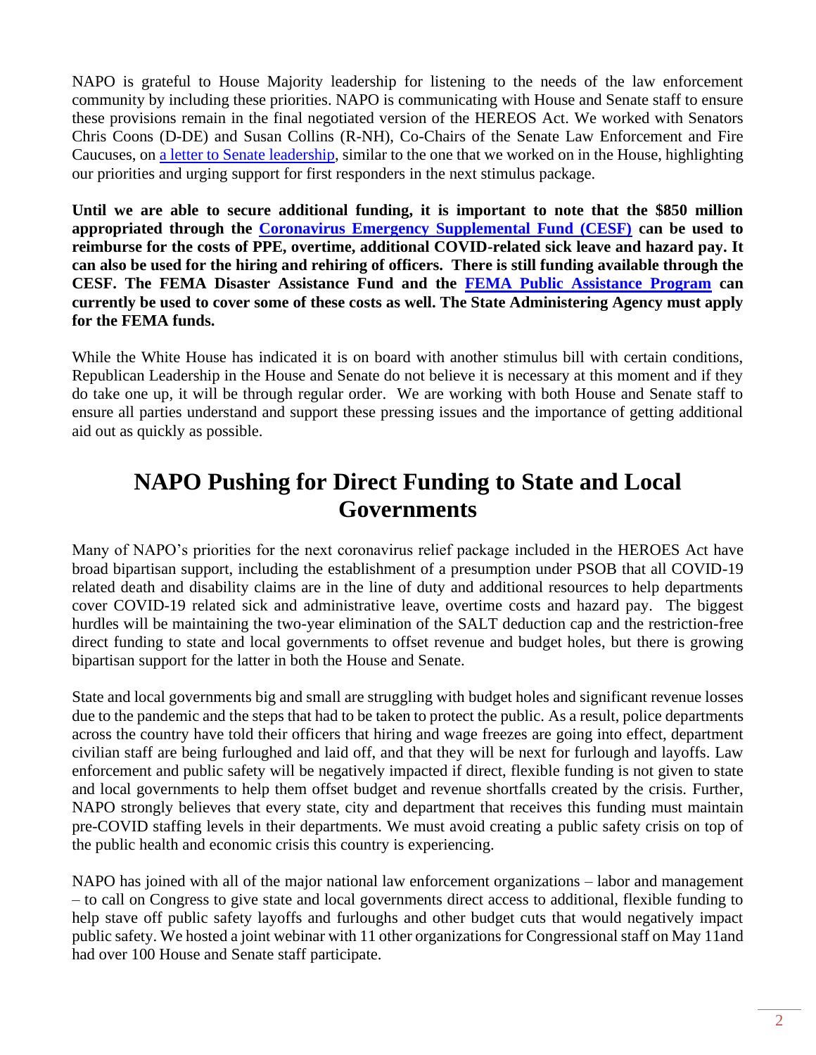NAPO is grateful to House Majority leadership for listening to the needs of the law enforcement community by including these priorities. NAPO is communicating with House and Senate staff to ensure these provisions remain in the final negotiated version of the HEREOS Act. We worked with Senators Chris Coons (D-DE) and Susan Collins (R-NH), Co-Chairs of the Senate Law Enforcement and Fire Caucuses, on [a letter to Senate leadership](), similar to the one that we worked on in the House, highlighting our priorities and urging support for first responders in the next stimulus package.

**Until we are able to secure additional funding, it is important to note that the $850 million appropriated through the [Coronavirus Emergency Supplemental Fund (CESF)]() can be used to reimburse for the costs of PPE, overtime, additional COVID-related sick leave and hazard pay. It can also be used for the hiring and rehiring of officers. There is still funding available through the CESF. The FEMA Disaster Assistance Fund and the [FEMA Public Assistance Program]() can currently be used to cover some of these costs as well. The State Administering Agency must apply for the FEMA funds.**

While the White House has indicated it is on board with another stimulus bill with certain conditions, Republican Leadership in the House and Senate do not believe it is necessary at this moment and if they do take one up, it will be through regular order. We are working with both House and Senate staff to ensure all parties understand and support these pressing issues and the importance of getting additional aid out as quickly as possible.

## NAPO Pushing for Direct Funding to State and Local Governments

Many of NAPO's priorities for the next coronavirus relief package included in the HEROES Act have broad bipartisan support, including the establishment of a presumption under PSOB that all COVID-19 related death and disability claims are in the line of duty and additional resources to help departments cover COVID-19 related sick and administrative leave, overtime costs and hazard pay. The biggest hurdles will be maintaining the two-year elimination of the SALT deduction cap and the restriction-free direct funding to state and local governments to offset revenue and budget holes, but there is growing bipartisan support for the latter in both the House and Senate.

State and local governments big and small are struggling with budget holes and significant revenue losses due to the pandemic and the steps that had to be taken to protect the public. As a result, police departments across the country have told their officers that hiring and wage freezes are going into effect, department civilian staff are being furloughed and laid off, and that they will be next for furlough and layoffs. Law enforcement and public safety will be negatively impacted if direct, flexible funding is not given to state and local governments to help them offset budget and revenue shortfalls created by the crisis. Further, NAPO strongly believes that every state, city and department that receives this funding must maintain pre-COVID staffing levels in their departments. We must avoid creating a public safety crisis on top of the public health and economic crisis this country is experiencing.

NAPO has joined with all of the major national law enforcement organizations – labor and management – to call on Congress to give state and local governments direct access to additional, flexible funding to help stave off public safety layoffs and furloughs and other budget cuts that would negatively impact public safety. We hosted a joint webinar with 11 other organizations for Congressional staff on May 11and had over 100 House and Senate staff participate.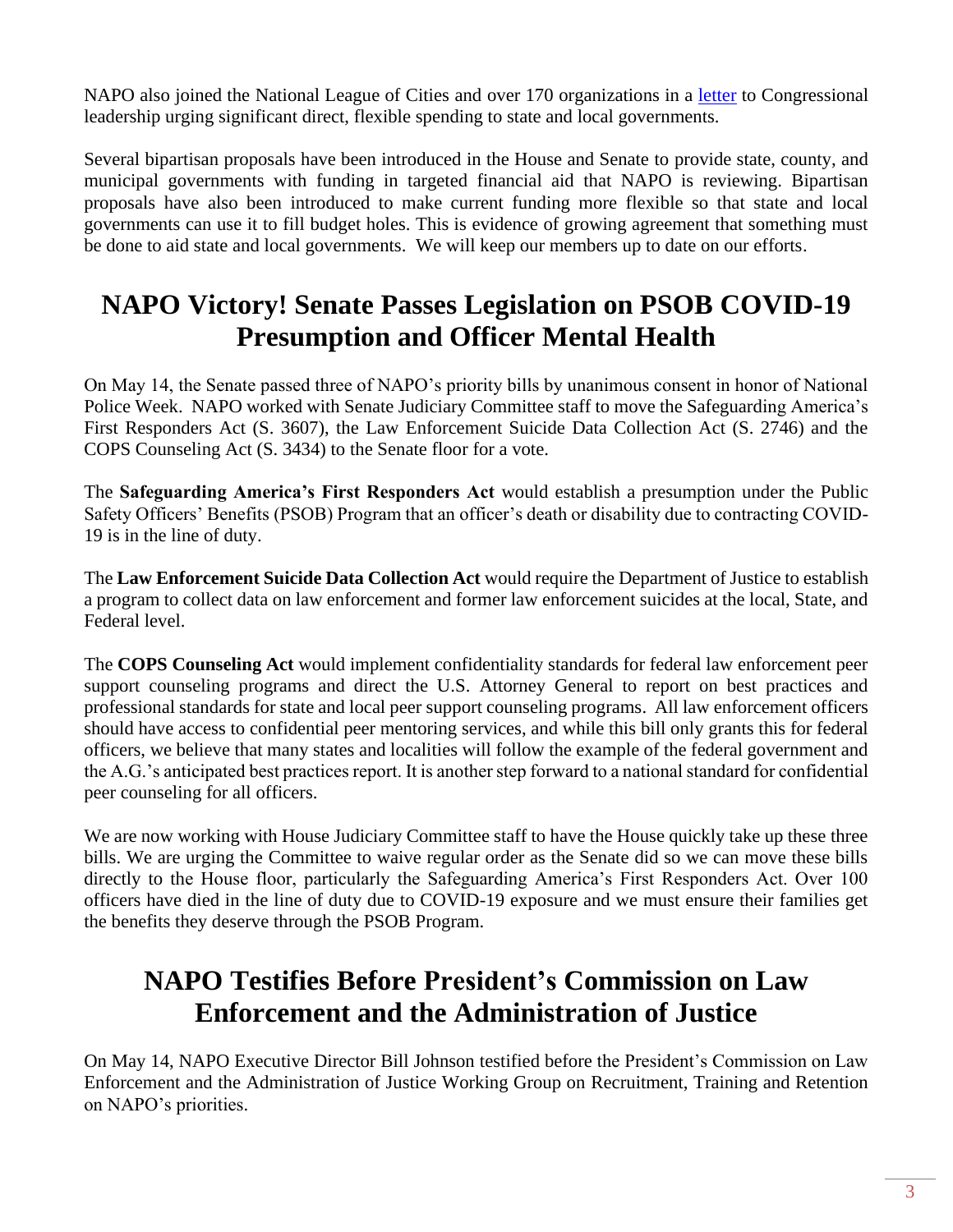NAPO also joined the National League of Cities and over 170 organizations in a letter to Congressional leadership urging significant direct, flexible spending to state and local governments.

Several bipartisan proposals have been introduced in the House and Senate to provide state, county, and municipal governments with funding in targeted financial aid that NAPO is reviewing. Bipartisan proposals have also been introduced to make current funding more flexible so that state and local governments can use it to fill budget holes. This is evidence of growing agreement that something must be done to aid state and local governments. We will keep our members up to date on our efforts.

## NAPO Victory! Senate Passes Legislation on PSOB COVID-19 Presumption and Officer Mental Health

On May 14, the Senate passed three of NAPO's priority bills by unanimous consent in honor of National Police Week. NAPO worked with Senate Judiciary Committee staff to move the Safeguarding America's First Responders Act (S. 3607), the Law Enforcement Suicide Data Collection Act (S. 2746) and the COPS Counseling Act (S. 3434) to the Senate floor for a vote.

The **Safeguarding America's First Responders Act** would establish a presumption under the Public Safety Officers' Benefits (PSOB) Program that an officer's death or disability due to contracting COVID-19 is in the line of duty.

The **Law Enforcement Suicide Data Collection Act** would require the Department of Justice to establish a program to collect data on law enforcement and former law enforcement suicides at the local, State, and Federal level.

The **COPS Counseling Act** would implement confidentiality standards for federal law enforcement peer support counseling programs and direct the U.S. Attorney General to report on best practices and professional standards for state and local peer support counseling programs. All law enforcement officers should have access to confidential peer mentoring services, and while this bill only grants this for federal officers, we believe that many states and localities will follow the example of the federal government and the A.G.'s anticipated best practices report. It is another step forward to a national standard for confidential peer counseling for all officers.

We are now working with House Judiciary Committee staff to have the House quickly take up these three bills. We are urging the Committee to waive regular order as the Senate did so we can move these bills directly to the House floor, particularly the Safeguarding America's First Responders Act. Over 100 officers have died in the line of duty due to COVID-19 exposure and we must ensure their families get the benefits they deserve through the PSOB Program.

## NAPO Testifies Before President's Commission on Law Enforcement and the Administration of Justice

On May 14, NAPO Executive Director Bill Johnson testified before the President's Commission on Law Enforcement and the Administration of Justice Working Group on Recruitment, Training and Retention on NAPO's priorities.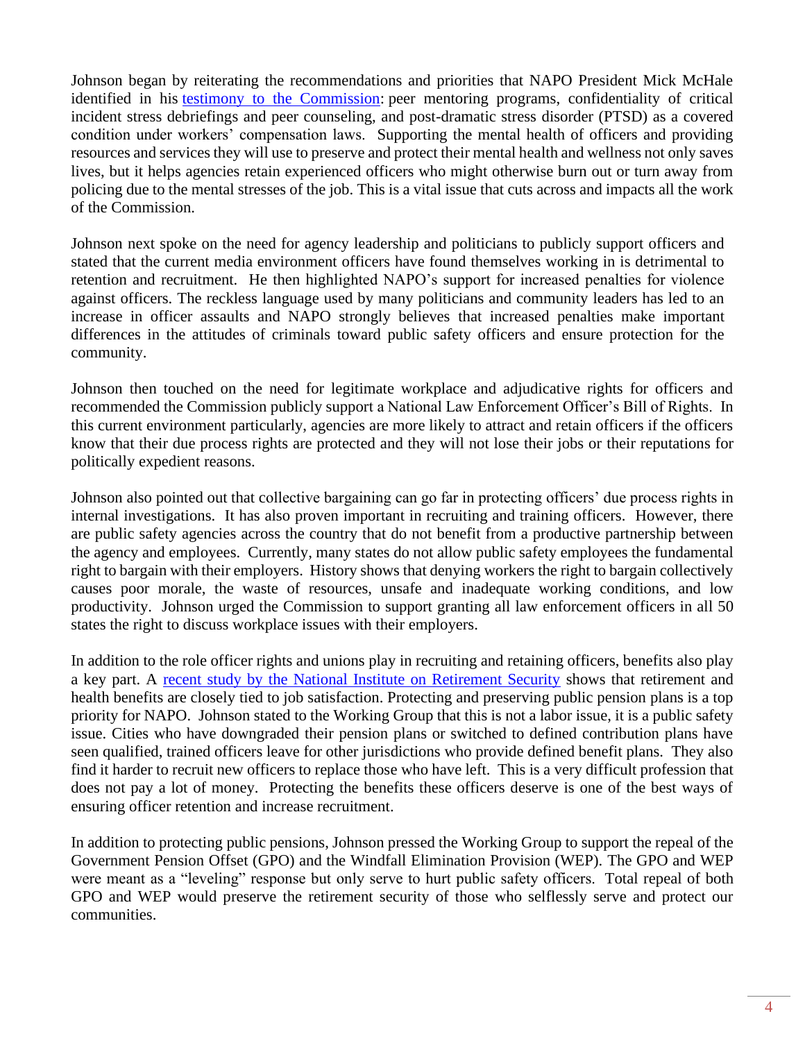Johnson began by reiterating the recommendations and priorities that NAPO President Mick McHale identified in his [testimony to the Commission](): peer mentoring programs, confidentiality of critical incident stress debriefings and peer counseling, and post-dramatic stress disorder (PTSD) as a covered condition under workers' compensation laws. Supporting the mental health of officers and providing resources and services they will use to preserve and protect their mental health and wellness not only saves lives, but it helps agencies retain experienced officers who might otherwise burn out or turn away from policing due to the mental stresses of the job. This is a vital issue that cuts across and impacts all the work of the Commission.

Johnson next spoke on the need for agency leadership and politicians to publicly support officers and stated that the current media environment officers have found themselves working in is detrimental to retention and recruitment. He then highlighted NAPO's support for increased penalties for violence against officers. The reckless language used by many politicians and community leaders has led to an increase in officer assaults and NAPO strongly believes that increased penalties make important differences in the attitudes of criminals toward public safety officers and ensure protection for the community.

Johnson then touched on the need for legitimate workplace and adjudicative rights for officers and recommended the Commission publicly support a National Law Enforcement Officer's Bill of Rights. In this current environment particularly, agencies are more likely to attract and retain officers if the officers know that their due process rights are protected and they will not lose their jobs or their reputations for politically expedient reasons.

Johnson also pointed out that collective bargaining can go far in protecting officers' due process rights in internal investigations. It has also proven important in recruiting and training officers. However, there are public safety agencies across the country that do not benefit from a productive partnership between the agency and employees. Currently, many states do not allow public safety employees the fundamental right to bargain with their employers. History shows that denying workers the right to bargain collectively causes poor morale, the waste of resources, unsafe and inadequate working conditions, and low productivity. Johnson urged the Commission to support granting all law enforcement officers in all 50 states the right to discuss workplace issues with their employers.

In addition to the role officer rights and unions play in recruiting and retaining officers, benefits also play a key part. A [recent study by the National Institute on Retirement Security]() shows that retirement and health benefits are closely tied to job satisfaction. Protecting and preserving public pension plans is a top priority for NAPO. Johnson stated to the Working Group that this is not a labor issue, it is a public safety issue. Cities who have downgraded their pension plans or switched to defined contribution plans have seen qualified, trained officers leave for other jurisdictions who provide defined benefit plans. They also find it harder to recruit new officers to replace those who have left. This is a very difficult profession that does not pay a lot of money. Protecting the benefits these officers deserve is one of the best ways of ensuring officer retention and increase recruitment.

In addition to protecting public pensions, Johnson pressed the Working Group to support the repeal of the Government Pension Offset (GPO) and the Windfall Elimination Provision (WEP). The GPO and WEP were meant as a "leveling" response but only serve to hurt public safety officers. Total repeal of both GPO and WEP would preserve the retirement security of those who selflessly serve and protect our communities.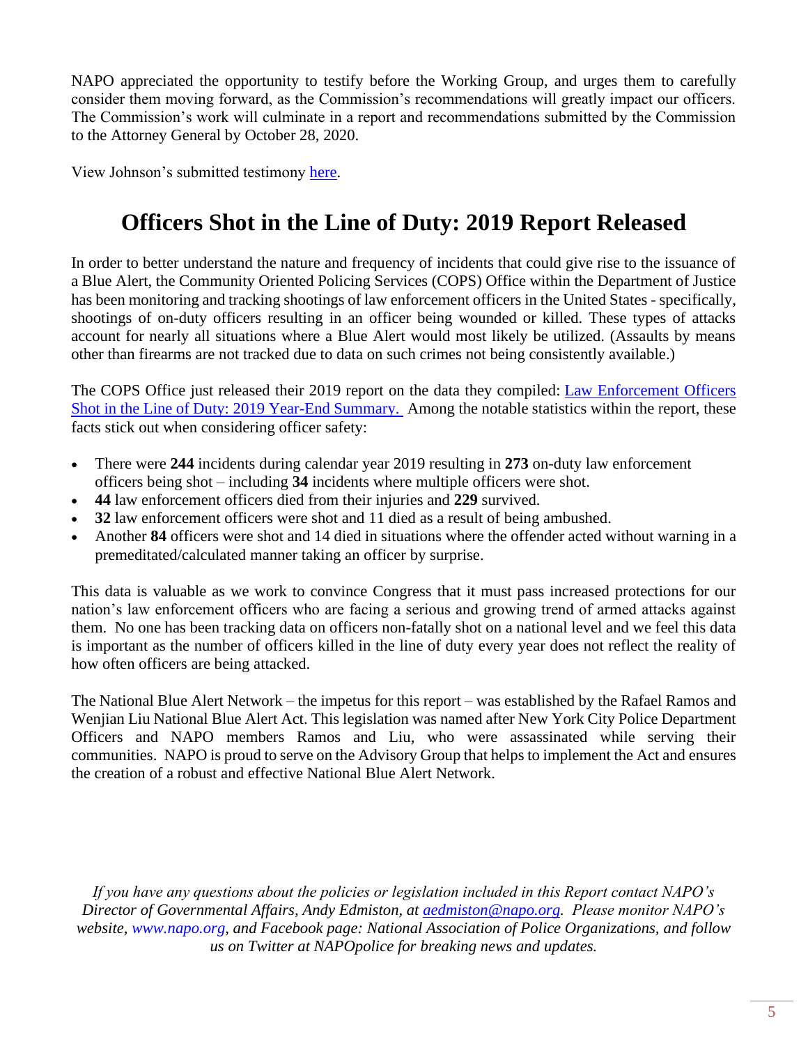NAPO appreciated the opportunity to testify before the Working Group, and urges them to carefully consider them moving forward, as the Commission's recommendations will greatly impact our officers. The Commission's work will culminate in a report and recommendations submitted by the Commission to the Attorney General by October 28, 2020.

View Johnson's submitted testimony [here](#).

# Officers Shot in the Line of Duty: 2019 Report Released

In order to better understand the nature and frequency of incidents that could give rise to the issuance of a Blue Alert, the Community Oriented Policing Services (COPS) Office within the Department of Justice has been monitoring and tracking shootings of law enforcement officers in the United States - specifically, shootings of on-duty officers resulting in an officer being wounded or killed. These types of attacks account for nearly all situations where a Blue Alert would most likely be utilized. (Assaults by means other than firearms are not tracked due to data on such crimes not being consistently available.)

The COPS Office just released their 2019 report on the data they compiled: [Law Enforcement Officers Shot in the Line of Duty: 2019 Year-End Summary.](#) Among the notable statistics within the report, these facts stick out when considering officer safety:

- There were **244** incidents during calendar year 2019 resulting in **273** on-duty law enforcement officers being shot – including **34** incidents where multiple officers were shot.
- **44** law enforcement officers died from their injuries and **229** survived.
- **32** law enforcement officers were shot and 11 died as a result of being ambushed.
- Another **84** officers were shot and 14 died in situations where the offender acted without warning in a premeditated/calculated manner taking an officer by surprise.

This data is valuable as we work to convince Congress that it must pass increased protections for our nation's law enforcement officers who are facing a serious and growing trend of armed attacks against them. No one has been tracking data on officers non-fatally shot on a national level and we feel this data is important as the number of officers killed in the line of duty every year does not reflect the reality of how often officers are being attacked.

The National Blue Alert Network – the impetus for this report – was established by the Rafael Ramos and Wenjian Liu National Blue Alert Act. This legislation was named after New York City Police Department Officers and NAPO members Ramos and Liu, who were assassinated while serving their communities. NAPO is proud to serve on the Advisory Group that helps to implement the Act and ensures the creation of a robust and effective National Blue Alert Network.

*If you have any questions about the policies or legislation included in this Report contact NAPO's Director of Governmental Affairs, Andy Edmiston, at [aedmiston@napo.org](mailto:aedmiston@napo.org). Please monitor NAPO's website, www.napo.org, and Facebook page: National Association of Police Organizations, and follow us on Twitter at NAPOpolice for breaking news and updates.*